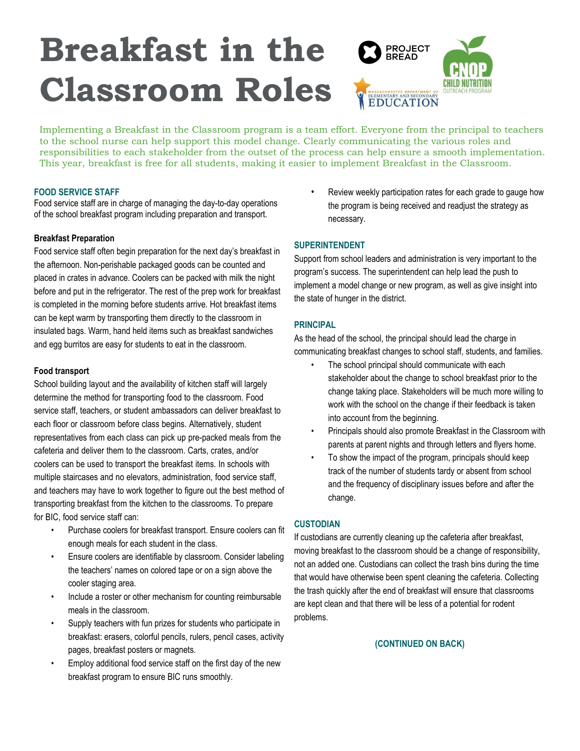# Breakfast in the Classroom Roles

Implementing a Breakfast in the Classroom program is a team effort. Everyone from the principal to teachers to the school nurse can help support this model change. Clearly communicating the various roles and responsibilities to each stakeholder from the outset of the process can help ensure a smooth implementation. This year, breakfast is free for all students, making it easier to implement Breakfast in the Classroom.

## FOOD SERVICE STAFF

Food service staff are in charge of managing the day-to-day operations of the school breakfast program including preparation and transport.

### Breakfast Preparation

Food service staff often begin preparation for the next day's breakfast in the afternoon. Non-perishable packaged goods can be counted and placed in crates in advance. Coolers can be packed with milk the night before and put in the refrigerator. The rest of the prep work for breakfast is completed in the morning before students arrive. Hot breakfast items can be kept warm by transporting them directly to the classroom in insulated bags. Warm, hand held items such as breakfast sandwiches and egg burritos are easy for students to eat in the classroom.

### Food transport

School building layout and the availability of kitchen staff will largely determine the method for transporting food to the classroom. Food service staff, teachers, or student ambassadors can deliver breakfast to each floor or classroom before class begins. Alternatively, student representatives from each class can pick up pre-packed meals from the cafeteria and deliver them to the classroom. Carts, crates, and/or coolers can be used to transport the breakfast items. In schools with multiple staircases and no elevators, administration, food service staff, and teachers may have to work together to figure out the best method of transporting breakfast from the kitchen to the classrooms. To prepare for BIC, food service staff can:

- Purchase coolers for breakfast transport. Ensure coolers can fit enough meals for each student in the class.
- Ensure coolers are identifiable by classroom. Consider labeling the teachers' names on colored tape or on a sign above the cooler staging area.
- Include a roster or other mechanism for counting reimbursable meals in the classroom.
- Supply teachers with fun prizes for students who participate in breakfast: erasers, colorful pencils, rulers, pencil cases, activity pages, breakfast posters or magnets.
- Employ additional food service staff on the first day of the new breakfast program to ensure BIC runs smoothly.
- Review weekly participation rates for each grade to gauge how the program is being received and readjust the strategy as necessary.

## SUPERINTENDENT

Support from school leaders and administration is very important to the program's success. The superintendent can help lead the push to implement a model change or new program, as well as give insight into the state of hunger in the district.

## PRINCIPAL

As the head of the school, the principal should lead the charge in communicating breakfast changes to school staff, students, and families.

- The school principal should communicate with each stakeholder about the change to school breakfast prior to the change taking place. Stakeholders will be much more willing to work with the school on the change if their feedback is taken into account from the beginning.
- Principals should also promote Breakfast in the Classroom with parents at parent nights and through letters and flyers home.
- To show the impact of the program, principals should keep track of the number of students tardy or absent from school and the frequency of disciplinary issues before and after the change.

## CUSTODIAN

If custodians are currently cleaning up the cafeteria after breakfast, moving breakfast to the classroom should be a change of responsibility, not an added one. Custodians can collect the trash bins during the time that would have otherwise been spent cleaning the cafeteria. Collecting the trash quickly after the end of breakfast will ensure that classrooms are kept clean and that there will be less of a potential for rodent problems.

**(CONTINUED ON BACK)**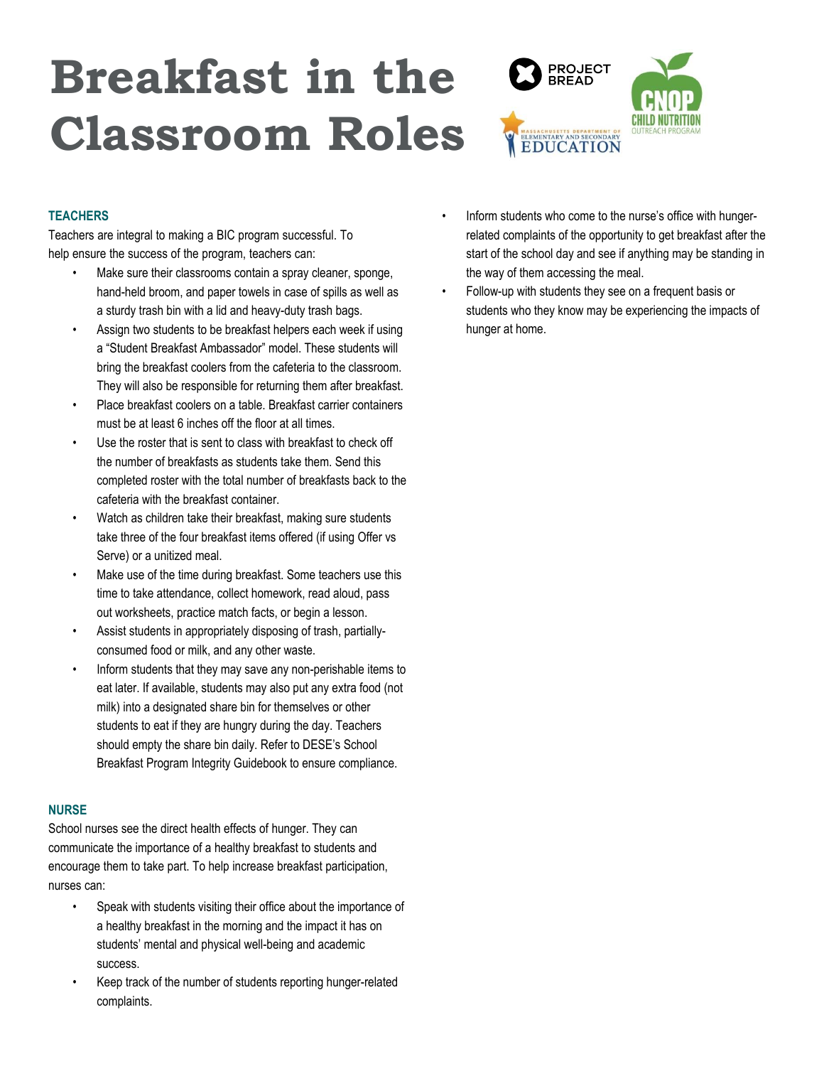# Breakfast in the Classroom Roles

### TEACHERS

Teachers are integral to making a BIC program successful. To help ensure the success of the program, teachers can:

- Make sure their classrooms contain a spray cleaner, sponge, hand-held broom, and paper towels in case of spills as well as a sturdy trash bin with a lid and heavy-duty trash bags.
- Assign two students to be breakfast helpers each week if using a "Student Breakfast Ambassador" model. These students will bring the breakfast coolers from the cafeteria to the classroom. They will also be responsible for returning them after breakfast.
- Place breakfast coolers on a table. Breakfast carrier containers must be at least 6 inches off the floor at all times.
- Use the roster that is sent to class with breakfast to check off the number of breakfasts as students take them. Send this completed roster with the total number of breakfasts back to the cafeteria with the breakfast container.
- Watch as children take their breakfast, making sure students take three of the four breakfast items offered (if using Offer vs Serve) or a unitized meal.
- Make use of the time during breakfast. Some teachers use this time to take attendance, collect homework, read aloud, pass out worksheets, practice match facts, or begin a lesson.
- Assist students in appropriately disposing of trash, partially-consumed food or milk, and any other waste.
- Inform students that they may save any non-perishable items to eat later. If available, students may also put any extra food (not milk) into a designated share bin for themselves or other students to eat if they are hungry during the day. Teachers should empty the share bin daily. Refer to DESE's School Breakfast Program Integrity Guidebook to ensure compliance.

### NURSE

School nurses see the direct health effects of hunger. They can communicate the importance of a healthy breakfast to students and encourage them to take part. To help increase breakfast participation, nurses can:

- Speak with students visiting their office about the importance of a healthy breakfast in the morning and the impact it has on students' mental and physical well-being and academic success.
- Keep track of the number of students reporting hunger-related complaints.
- Inform students who come to the nurse's office with hunger-related complaints of the opportunity to get breakfast after the start of the school day and see if anything may be standing in the way of them accessing the meal.
- Follow-up with students they see on a frequent basis or students who they know may be experiencing the impacts of hunger at home.